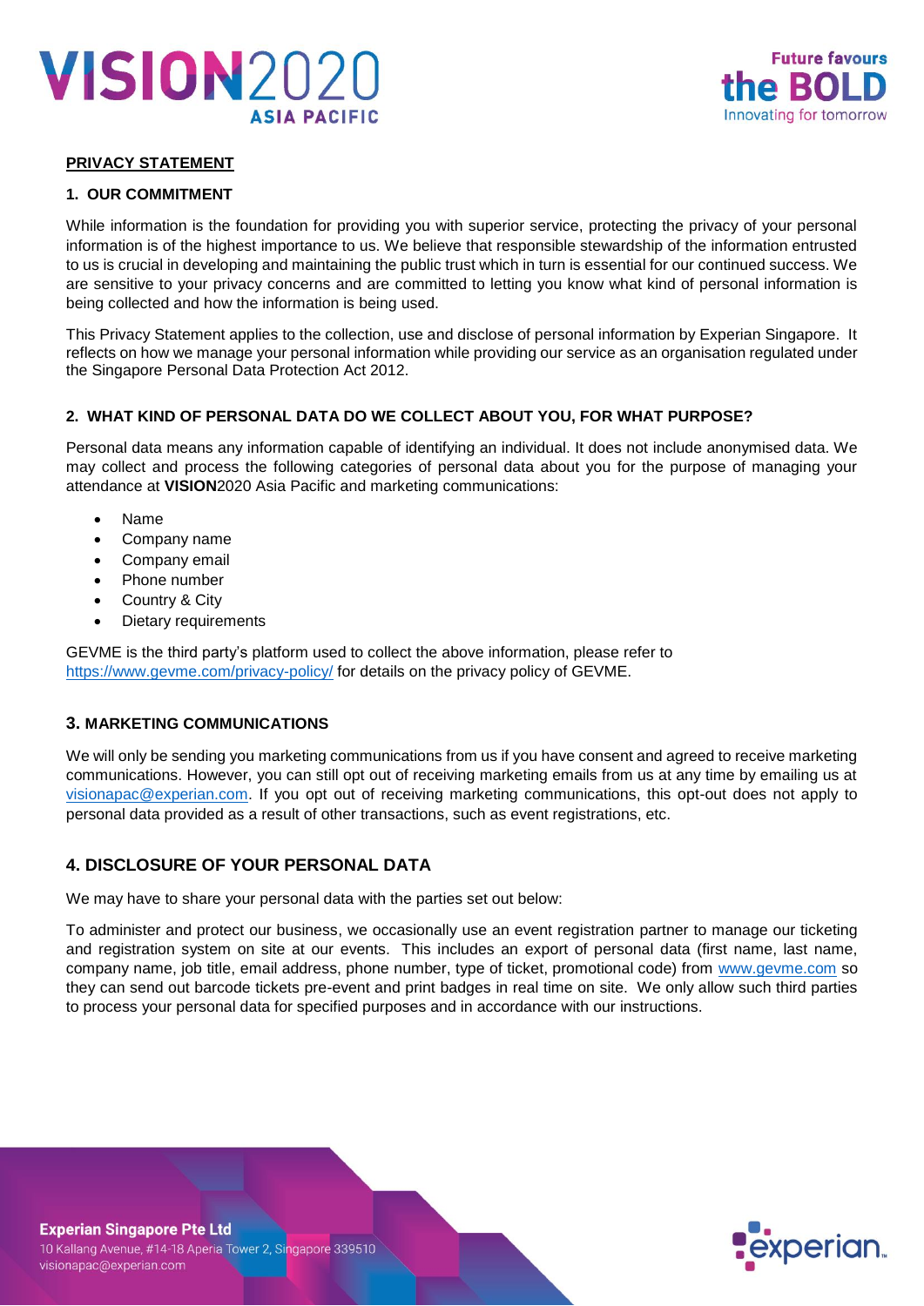**VISION2020 ASIA PACIFIC**

**Future favours the BOLD** Innovating for tomorrow

## PRIVACY STATEMENT

### 1. OUR COMMITMENT

While information is the foundation for providing you with superior service, protecting the privacy of your personal information is of the highest importance to us. We believe that responsible stewardship of the information entrusted to us is crucial in developing and maintaining the public trust which in turn is essential for our continued success. We are sensitive to your privacy concerns and are committed to letting you know what kind of personal information is being collected and how the information is being used.

This Privacy Statement applies to the collection, use and disclose of personal information by Experian Singapore. It reflects on how we manage your personal information while providing our service as an organisation regulated under the Singapore Personal Data Protection Act 2012.

### 2. WHAT KIND OF PERSONAL DATA DO WE COLLECT ABOUT YOU, FOR WHAT PURPOSE?

Personal data means any information capable of identifying an individual. It does not include anonymised data. We may collect and process the following categories of personal data about you for the purpose of managing your attendance at **VISION**2020 Asia Pacific and marketing communications:

- Name
- Company name
- Company email
- Phone number
- Country & City
- Dietary requirements

GEVME is the third party's platform used to collect the above information, please refer to https://www.gevme.com/privacy-policy/ for details on the privacy policy of GEVME.

### 3. MARKETING COMMUNICATIONS

We will only be sending you marketing communications from us if you have consent and agreed to receive marketing communications. However, you can still opt out of receiving marketing emails from us at any time by emailing us at visionapac@experian.com. If you opt out of receiving marketing communications, this opt-out does not apply to personal data provided as a result of other transactions, such as event registrations, etc.

### 4. DISCLOSURE OF YOUR PERSONAL DATA

We may have to share your personal data with the parties set out below:

To administer and protect our business, we occasionally use an event registration partner to manage our ticketing and registration system on site at our events. This includes an export of personal data (first name, last name, company name, job title, email address, phone number, type of ticket, promotional code) from www.gevme.com so they can send out barcode tickets pre-event and print badges in real time on site. We only allow such third parties to process your personal data for specified purposes and in accordance with our instructions.

**Experian Singapore Pte Ltd**
10 Kallang Avenue, #14-18 Aperia Tower 2, Singapore 339510
visionapac@experian.com

experian.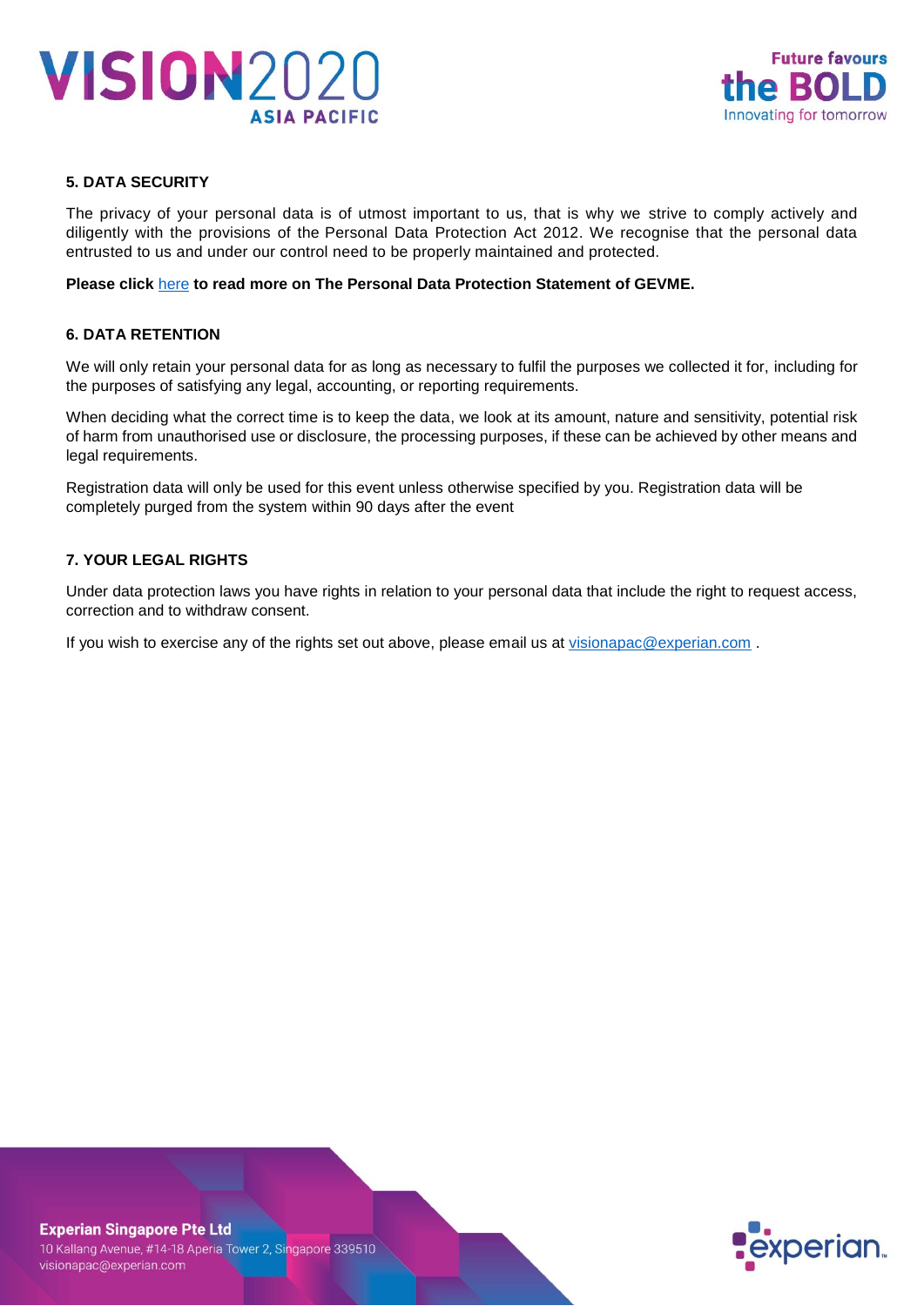## 5. DATA SECURITY

The privacy of your personal data is of utmost important to us, that is why we strive to comply actively and diligently with the provisions of the Personal Data Protection Act 2012. We recognise that the personal data entrusted to us and under our control need to be properly maintained and protected.

**Please click** here **to read more on The Personal Data Protection Statement of GEVME.**

## 6. DATA RETENTION

We will only retain your personal data for as long as necessary to fulfil the purposes we collected it for, including for the purposes of satisfying any legal, accounting, or reporting requirements.

When deciding what the correct time is to keep the data, we look at its amount, nature and sensitivity, potential risk of harm from unauthorised use or disclosure, the processing purposes, if these can be achieved by other means and legal requirements.

Registration data will only be used for this event unless otherwise specified by you. Registration data will be completely purged from the system within 90 days after the event

## 7. YOUR LEGAL RIGHTS

Under data protection laws you have rights in relation to your personal data that include the right to request access, correction and to withdraw consent.

If you wish to exercise any of the rights set out above, please email us at visionapac@experian.com .

**Experian Singapore Pte Ltd**
10 Kallang Avenue, #14-18 Aperia Tower 2, Singapore 339510
visionapac@experian.com